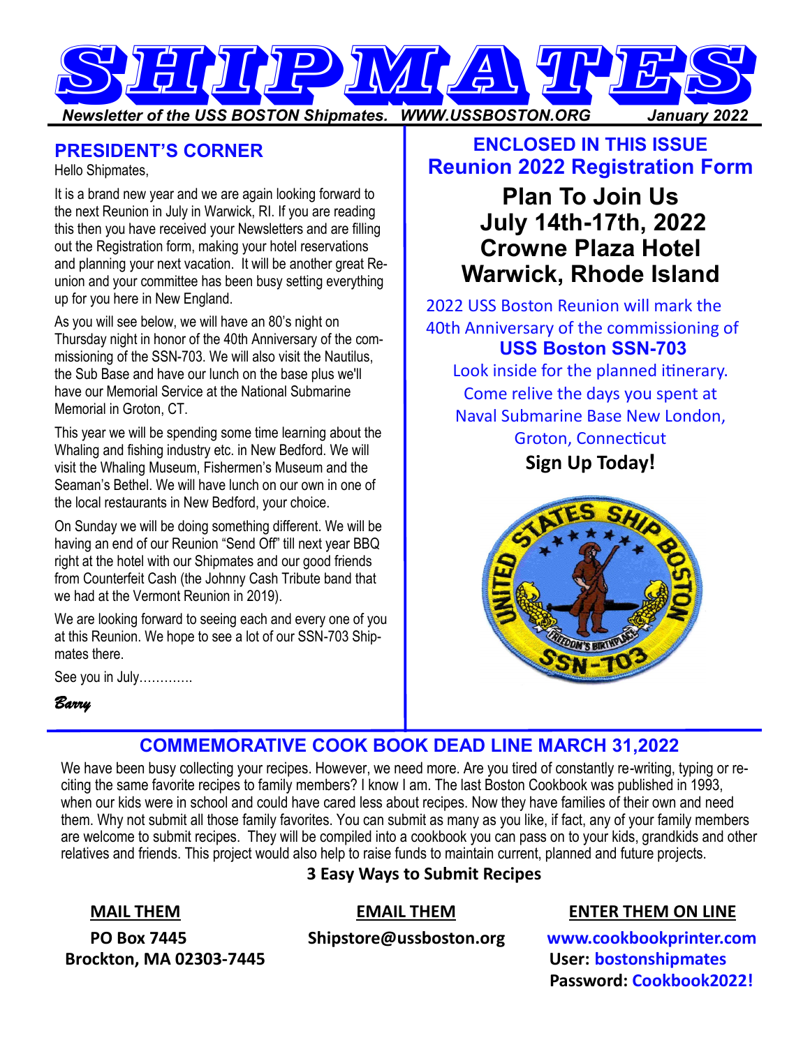# SHIPMATES

*Newsletter of the USS BOSTON Shipmates. WWW.USSBOSTON.ORG January 2022*

## PRESIDENT'S CORNER

Hello Shipmates,

It is a brand new year and we are again looking forward to the next Reunion in July in Warwick, RI. If you are reading this then you have received your Newsletters and are filling out the Registration form, making your hotel reservations and planning your next vacation. It will be another great Reunion and your committee has been busy setting everything up for you here in New England.

As you will see below, we will have an 80's night on Thursday night in honor of the 40th Anniversary of the commissioning of the SSN-703. We will also visit the Nautilus, the Sub Base and have our lunch on the base plus we'll have our Memorial Service at the National Submarine Memorial in Groton, CT.

This year we will be spending some time learning about the Whaling and fishing industry etc. in New Bedford. We will visit the Whaling Museum, Fishermen's Museum and the Seaman's Bethel. We will have lunch on our own in one of the local restaurants in New Bedford, your choice.

On Sunday we will be doing something different. We will be having an end of our Reunion "Send Off" till next year BBQ right at the hotel with our Shipmates and our good friends from Counterfeit Cash (the Johnny Cash Tribute band that we had at the Vermont Reunion in 2019).

We are looking forward to seeing each and every one of you at this Reunion. We hope to see a lot of our SSN-703 Shipmates there.

See you in July………….

*Barry*

## ENCLOSED IN THIS ISSUE
## Reunion 2022 Registration Form

**Plan To Join Us**
**July 14th-17th, 2022**
**Crowne Plaza Hotel**
**Warwick, Rhode Island**

2022 USS Boston Reunion will mark the 40th Anniversary of the commissioning of **USS Boston SSN-703**

Look inside for the planned itinerary.
Come relive the days you spent at Naval Submarine Base New London, Groton, Connecticut

**Sign Up Today!**

## COMMEMORATIVE COOK BOOK DEAD LINE MARCH 31,2022

We have been busy collecting your recipes. However, we need more. Are you tired of constantly re-writing, typing or reciting the same favorite recipes to family members? I know I am. The last Boston Cookbook was published in 1993, when our kids were in school and could have cared less about recipes. Now they have families of their own and need them. Why not submit all those family favorites. You can submit as many as you like, if fact, any of your family members are welcome to submit recipes. They will be compiled into a cookbook you can pass on to your kids, grandkids and other relatives and friends. This project would also help to raise funds to maintain current, planned and future projects.

**3 Easy Ways to Submit Recipes**

**MAIL THEM**
**PO Box 7445**
**Brockton, MA 02303-7445**

**EMAIL THEM**
**Shipstore@ussboston.org**

**ENTER THEM ON LINE**
**www.cookbookprinter.com**
**User: bostonshipmates**
**Password: Cookbook2022!**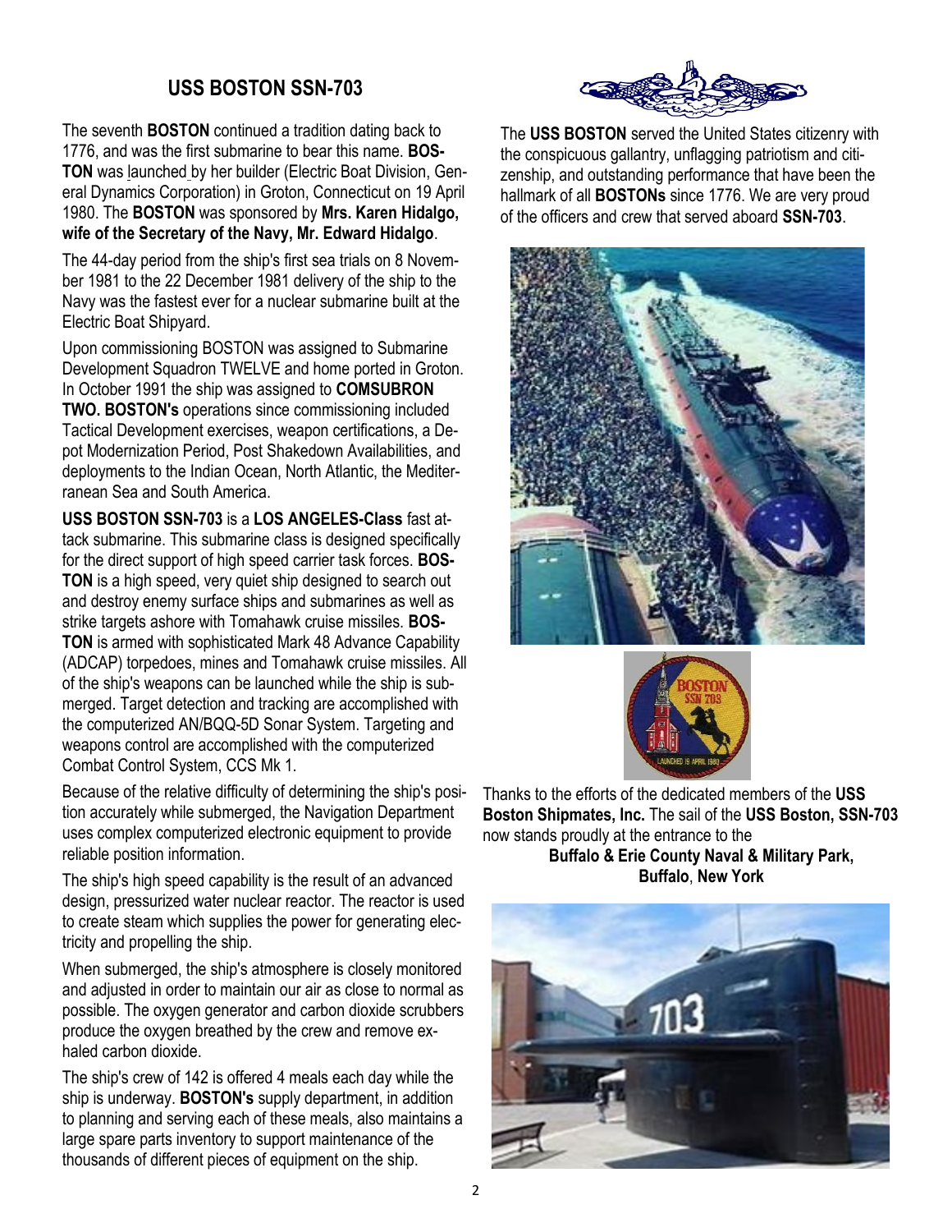## USS BOSTON SSN-703

The seventh **BOSTON** continued a tradition dating back to 1776, and was the first submarine to bear this name. **BOSTON** was launched by her builder (Electric Boat Division, General Dynamics Corporation) in Groton, Connecticut on 19 April 1980. The **BOSTON** was sponsored by **Mrs. Karen Hidalgo, wife of the Secretary of the Navy, Mr. Edward Hidalgo**.

The 44-day period from the ship's first sea trials on 8 November 1981 to the 22 December 1981 delivery of the ship to the Navy was the fastest ever for a nuclear submarine built at the Electric Boat Shipyard.

Upon commissioning BOSTON was assigned to Submarine Development Squadron TWELVE and home ported in Groton. In October 1991 the ship was assigned to **COMSUBRON TWO. BOSTON's** operations since commissioning included Tactical Development exercises, weapon certifications, a Depot Modernization Period, Post Shakedown Availabilities, and deployments to the Indian Ocean, North Atlantic, the Mediterranean Sea and South America.

**USS BOSTON SSN-703** is a **LOS ANGELES-Class** fast attack submarine. This submarine class is designed specifically for the direct support of high speed carrier task forces. **BOSTON** is a high speed, very quiet ship designed to search out and destroy enemy surface ships and submarines as well as strike targets ashore with Tomahawk cruise missiles. **BOSTON** is armed with sophisticated Mark 48 Advance Capability (ADCAP) torpedoes, mines and Tomahawk cruise missiles. All of the ship's weapons can be launched while the ship is submerged. Target detection and tracking are accomplished with the computerized AN/BQQ-5D Sonar System. Targeting and weapons control are accomplished with the computerized Combat Control System, CCS Mk 1.

Because of the relative difficulty of determining the ship's position accurately while submerged, the Navigation Department uses complex computerized electronic equipment to provide reliable position information.

The ship's high speed capability is the result of an advanced design, pressurized water nuclear reactor. The reactor is used to create steam which supplies the power for generating electricity and propelling the ship.

When submerged, the ship's atmosphere is closely monitored and adjusted in order to maintain our air as close to normal as possible. The oxygen generator and carbon dioxide scrubbers produce the oxygen breathed by the crew and remove exhaled carbon dioxide.

The ship's crew of 142 is offered 4 meals each day while the ship is underway. **BOSTON's** supply department, in addition to planning and serving each of these meals, also maintains a large spare parts inventory to support maintenance of the thousands of different pieces of equipment on the ship.

The **USS BOSTON** served the United States citizenry with the conspicuous gallantry, unflagging patriotism and citizenship, and outstanding performance that have been the hallmark of all **BOSTONs** since 1776. We are very proud of the officers and crew that served aboard **SSN-703**.

Thanks to the efforts of the dedicated members of the **USS Boston Shipmates, Inc.** The sail of the **USS Boston, SSN-703** now stands proudly at the entrance to the

**Buffalo & Erie County Naval & Military Park, Buffalo, New York**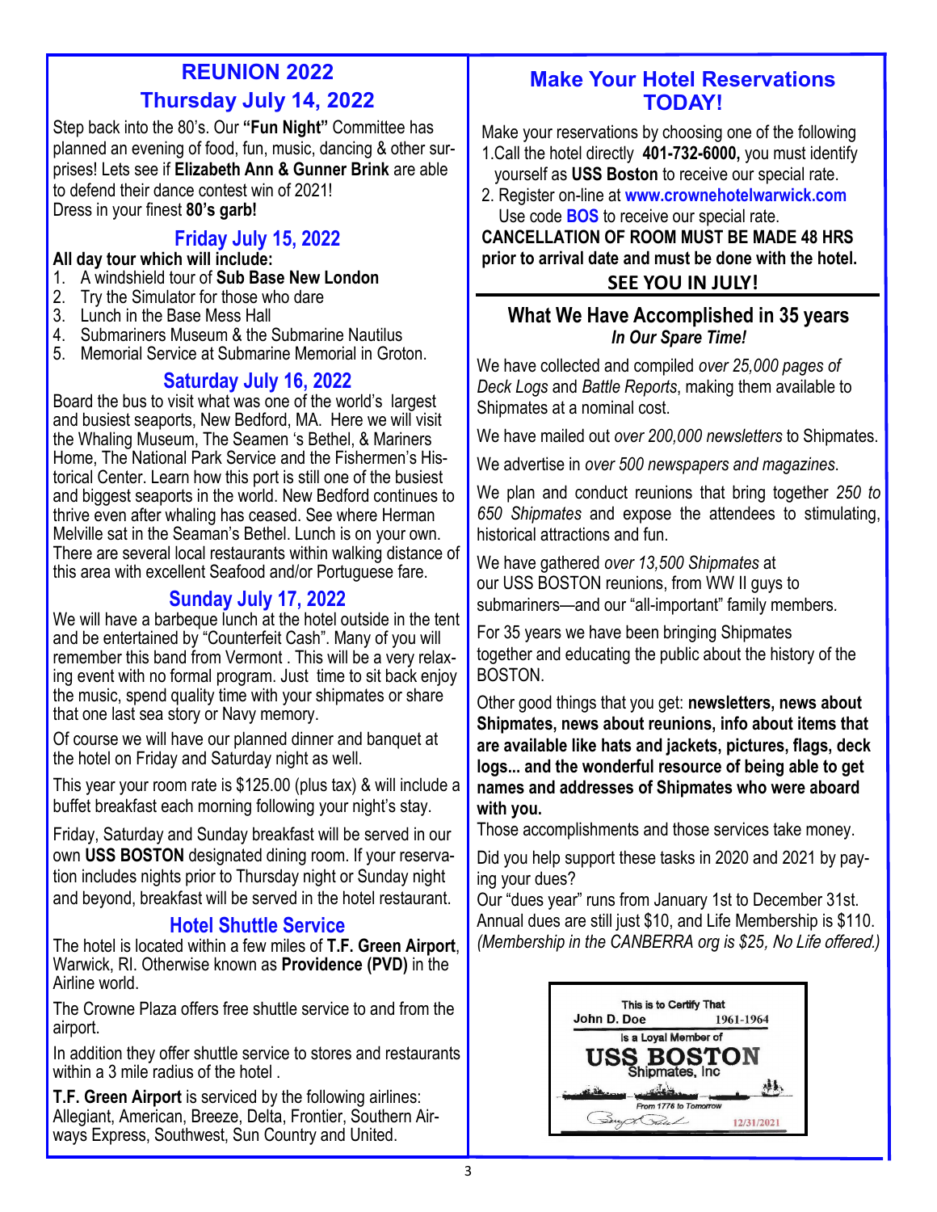## REUNION 2022

## Thursday July 14, 2022

Step back into the 80's. Our **"Fun Night"** Committee has planned an evening of food, fun, music, dancing & other surprises! Lets see if **Elizabeth Ann & Gunner Brink** are able to defend their dance contest win of 2021!
Dress in your finest **80's garb!**

### Friday July 15, 2022

**All day tour which will include:**

1. A windshield tour of **Sub Base New London**
2. Try the Simulator for those who dare
3. Lunch in the Base Mess Hall
4. Submariners Museum & the Submarine Nautilus
5. Memorial Service at Submarine Memorial in Groton.

### Saturday July 16, 2022

Board the bus to visit what was one of the world's largest and busiest seaports, New Bedford, MA. Here we will visit the Whaling Museum, The Seamen 's Bethel, & Mariners Home, The National Park Service and the Fishermen's Historical Center. Learn how this port is still one of the busiest and biggest seaports in the world. New Bedford continues to thrive even after whaling has ceased. See where Herman Melville sat in the Seaman's Bethel. Lunch is on your own. There are several local restaurants within walking distance of this area with excellent Seafood and/or Portuguese fare.

### Sunday July 17, 2022

We will have a barbeque lunch at the hotel outside in the tent and be entertained by "Counterfeit Cash". Many of you will remember this band from Vermont . This will be a very relaxing event with no formal program. Just time to sit back enjoy the music, spend quality time with your shipmates or share that one last sea story or Navy memory.

Of course we will have our planned dinner and banquet at the hotel on Friday and Saturday night as well.

This year your room rate is $125.00 (plus tax) & will include a buffet breakfast each morning following your night's stay.

Friday, Saturday and Sunday breakfast will be served in our own **USS BOSTON** designated dining room. If your reservation includes nights prior to Thursday night or Sunday night and beyond, breakfast will be served in the hotel restaurant.

### Hotel Shuttle Service

The hotel is located within a few miles of **T.F. Green Airport**, Warwick, RI. Otherwise known as **Providence (PVD)** in the Airline world.

The Crowne Plaza offers free shuttle service to and from the airport.

In addition they offer shuttle service to stores and restaurants within a 3 mile radius of the hotel .

**T.F. Green Airport** is serviced by the following airlines: Allegiant, American, Breeze, Delta, Frontier, Southern Airways Express, Southwest, Sun Country and United.

## Make Your Hotel Reservations TODAY!

Make your reservations by choosing one of the following

1. Call the hotel directly **401-732-6000,** you must identify yourself as **USS Boston** to receive our special rate.
2. Register on-line at **www.crownehotelwarwick.com** Use code **BOS** to receive our special rate.

**CANCELLATION OF ROOM MUST BE MADE 48 HRS prior to arrival date and must be done with the hotel.**

**SEE YOU IN JULY!**

## What We Have Accomplished in 35 years

***In Our Spare Time!***

We have collected and compiled *over 25,000 pages of Deck Logs* and *Battle Reports*, making them available to Shipmates at a nominal cost.

We have mailed out *over 200,000 newsletters* to Shipmates.

We advertise in *over 500 newspapers and magazines*.

We plan and conduct reunions that bring together *250 to 650 Shipmates* and expose the attendees to stimulating, historical attractions and fun.

We have gathered *over 13,500 Shipmates* at our USS BOSTON reunions, from WW II guys to submariners—and our "all-important" family members.

For 35 years we have been bringing Shipmates together and educating the public about the history of the BOSTON.

Other good things that you get: **newsletters, news about Shipmates, news about reunions, info about items that are available like hats and jackets, pictures, flags, deck logs... and the wonderful resource of being able to get names and addresses of Shipmates who were aboard with you.**

Those accomplishments and those services take money.

Did you help support these tasks in 2020 and 2021 by paying your dues?

Our "dues year" runs from January 1st to December 31st. Annual dues are still just $10, and Life Membership is $110. *(Membership in the CANBERRA org is $25, No Life offered.)*

This is to Certify That
John D. Doe 1961-1964
is a Loyal Member of
USS BOSTON
Shipmates, Inc
From 1776 to Tomorrow
12/31/2021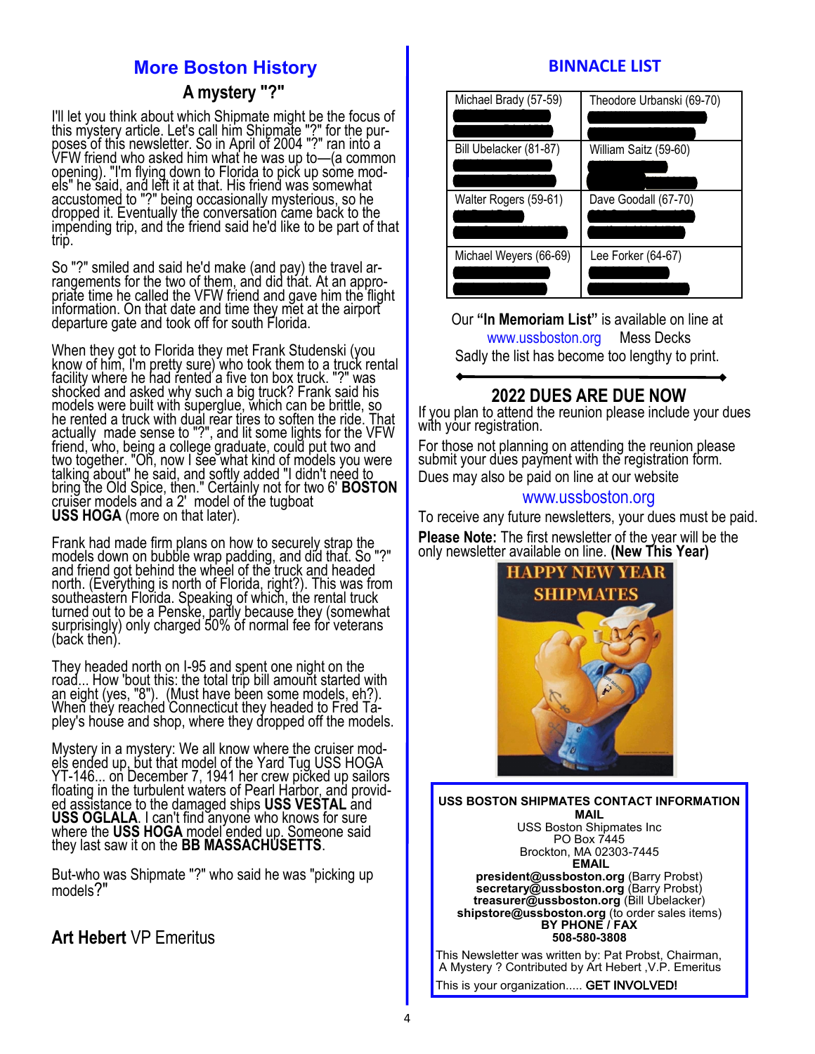## More Boston History

### A mystery "?"

I'll let you think about which Shipmate might be the focus of this mystery article. Let's call him Shipmate "?" for the purposes of this newsletter. So in April of 2004 "?" ran into a VFW friend who asked him what he was up to—(a common opening). "I'm flying down to Florida to pick up some models" he said, and left it at that. His friend was somewhat accustomed to "?" being occasionally mysterious, so he dropped it. Eventually the conversation came back to the impending trip, and the friend said he'd like to be part of that trip.

So "?" smiled and said he'd make (and pay) the travel arrangements for the two of them, and did that. At an appropriate time he called the VFW friend and gave him the flight information. On that date and time they met at the airport departure gate and took off for south Florida.

When they got to Florida they met Frank Studenski (you know of him, I'm pretty sure) who took them to a truck rental facility where he had rented a five ton box truck. "?" was shocked and asked why such a big truck? Frank said his models were built with superglue, which can be brittle, so he rented a truck with dual rear tires to soften the ride. That actually made sense to "?", and lit some lights for the VFW friend, who, being a college graduate, could put two and two together. "Oh, now I see what kind of models you were talking about" he said, and softly added "I didn't need to bring the Old Spice, then." Certainly not for two 6' **BOSTON** cruiser models and a 2' model of the tugboat **USS HOGA** (more on that later).

Frank had made firm plans on how to securely strap the models down on bubble wrap padding, and did that. So "?" and friend got behind the wheel of the truck and headed north. (Everything is north of Florida, right?). This was from southeastern Florida. Speaking of which, the rental truck turned out to be a Penske, partly because they (somewhat surprisingly) only charged 50% of normal fee for veterans (back then).

They headed north on I-95 and spent one night on the road... How 'bout this: the total trip bill amount started with an eight (yes, "8"). (Must have been some models, eh?). When they reached Connecticut they headed to Fred Tapley's house and shop, where they dropped off the models.

Mystery in a mystery: We all know where the cruiser models ended up, but that model of the Yard Tug USS HOGA YT-146... on December 7, 1941 her crew picked up sailors floating in the turbulent waters of Pearl Harbor, and provided assistance to the damaged ships **USS VESTAL** and **USS OGLALA**. I can't find anyone who knows for sure where the **USS HOGA** model ended up. Someone said they last saw it on the **BB MASSACHUSETTS**.

But-who was Shipmate "?" who said he was "picking up models?"

**Art Hebert** VP Emeritus

## BINNACLE LIST

| | |
|---|---|
| Michael Brady (57-59) | Theodore Urbanski (69-70) |
| Bill Ubelacker (81-87) | William Saitz (59-60) |
| Walter Rogers (59-61) | Dave Goodall (67-70) |
| Michael Weyers (66-69) | Lee Forker (64-67) |

Our **"In Memoriam List"** is available on line at www.ussboston.org Mess Decks
Sadly the list has become too lengthy to print.

## 2022 DUES ARE DUE NOW

If you plan to attend the reunion please include your dues with your registration.

For those not planning on attending the reunion please submit your dues payment with the registration form.

Dues may also be paid on line at our website

www.ussboston.org

To receive any future newsletters, your dues must be paid.

**Please Note:** The first newsletter of the year will be the only newsletter available on line. **(New This Year)**

HAPPY NEW YEAR SHIPMATES

**USS BOSTON SHIPMATES CONTACT INFORMATION**
**MAIL**
USS Boston Shipmates Inc
PO Box 7445
Brockton, MA 02303-7445
**EMAIL**
**president@ussboston.org** (Barry Probst)
**secretary@ussboston.org** (Barry Probst)
**treasurer@ussboston.org** (Bill Ubelacker)
**shipstore@ussboston.org** (to order sales items)
**BY PHONE / FAX**
**508-580-3808**

This Newsletter was written by: Pat Probst, Chairman, A Mystery ? Contributed by Art Hebert ,V.P. Emeritus

This is your organization..... **GET INVOLVED!**